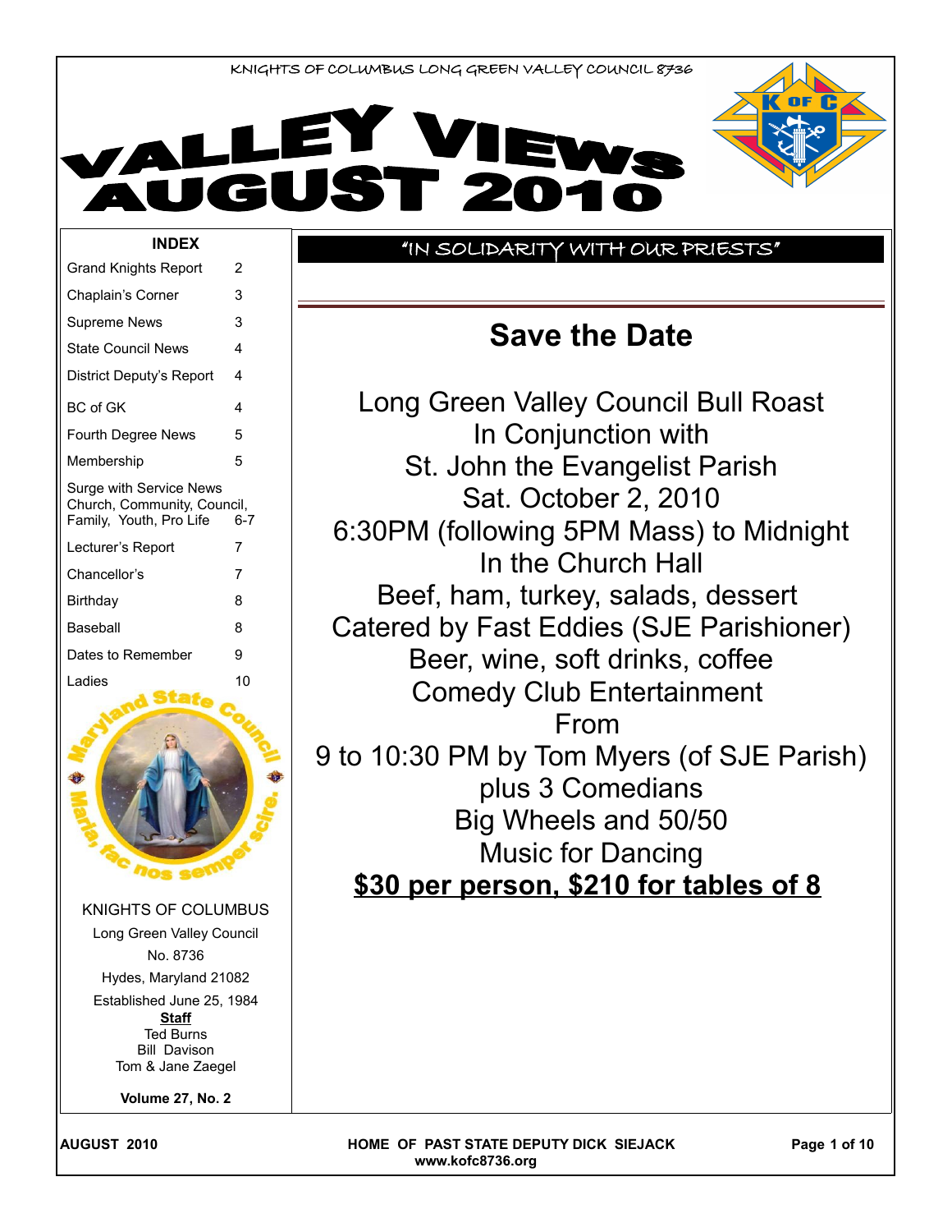KNIGHTS OF COLUMBUS LONG GREEN VALLEY COUNCIL 8736

# VALLEY VIEWS AUGUST 2010

**INDEX**

| | |
|---|---|
| Grand Knights Report | 2 |
| Chaplain's Corner | 3 |
| Supreme News | 3 |
| State Council News | 4 |
| District Deputy's Report | 4 |
| BC of GK | 4 |
| Fourth Degree News | 5 |
| Membership | 5 |
| Surge with Service News Church, Community, Council, Family, Youth, Pro Life | 6-7 |
| Lecturer's Report | 7 |
| Chancellor's | 7 |
| Birthday | 8 |
| Baseball | 8 |
| Dates to Remember | 9 |
| Ladies | 10 |

Maryland State Council — Maria, fac nos semper scire.

KNIGHTS OF COLUMBUS
Long Green Valley Council
No. 8736
Hydes, Maryland 21082
Established June 25, 1984

**Staff**
Ted Burns
Bill Davison
Tom & Jane Zaegel

**Volume 27, No. 2**

"IN SOLIDARITY WITH OUR PRIESTS"

## Save the Date

Long Green Valley Council Bull Roast
In Conjunction with
St. John the Evangelist Parish
Sat. October 2, 2010
6:30PM (following 5PM Mass) to Midnight
In the Church Hall
Beef, ham, turkey, salads, dessert
Catered by Fast Eddies (SJE Parishioner)
Beer, wine, soft drinks, coffee
Comedy Club Entertainment
From
9 to 10:30 PM by Tom Myers (of SJE Parish)
plus 3 Comedians
Big Wheels and 50/50
Music for Dancing

**$30 per person, $210 for tables of 8**

HOME OF PAST STATE DEPUTY DICK SIEJACK
www.kofc8736.org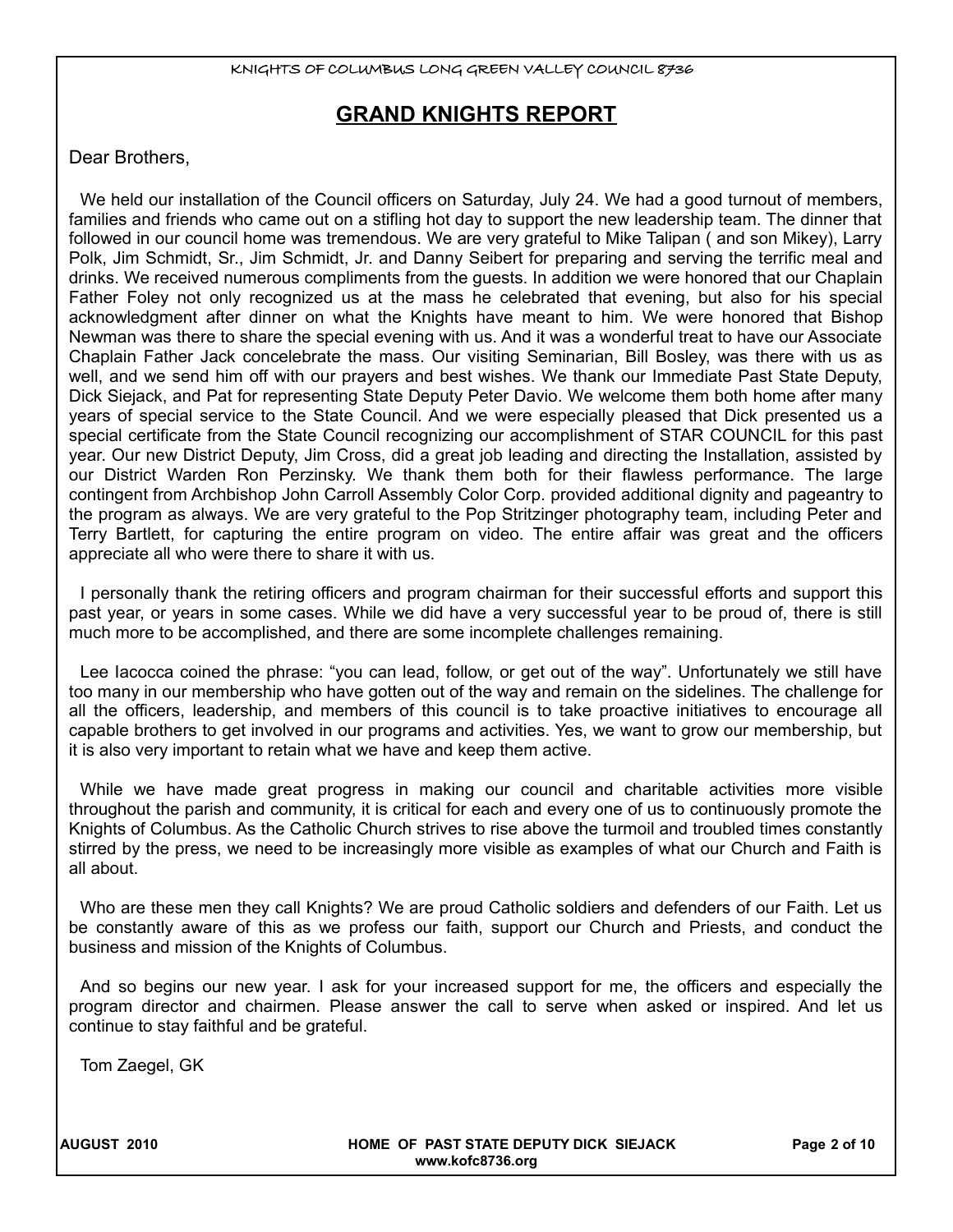# GRAND KNIGHTS REPORT

Dear Brothers,

We held our installation of the Council officers on Saturday, July 24. We had a good turnout of members, families and friends who came out on a stifling hot day to support the new leadership team. The dinner that followed in our council home was tremendous. We are very grateful to Mike Talipan ( and son Mikey), Larry Polk, Jim Schmidt, Sr., Jim Schmidt, Jr. and Danny Seibert for preparing and serving the terrific meal and drinks. We received numerous compliments from the guests. In addition we were honored that our Chaplain Father Foley not only recognized us at the mass he celebrated that evening, but also for his special acknowledgment after dinner on what the Knights have meant to him. We were honored that Bishop Newman was there to share the special evening with us. And it was a wonderful treat to have our Associate Chaplain Father Jack concelebrate the mass. Our visiting Seminarian, Bill Bosley, was there with us as well, and we send him off with our prayers and best wishes. We thank our Immediate Past State Deputy, Dick Siejack, and Pat for representing State Deputy Peter Davio. We welcome them both home after many years of special service to the State Council. And we were especially pleased that Dick presented us a special certificate from the State Council recognizing our accomplishment of STAR COUNCIL for this past year. Our new District Deputy, Jim Cross, did a great job leading and directing the Installation, assisted by our District Warden Ron Perzinsky. We thank them both for their flawless performance. The large contingent from Archbishop John Carroll Assembly Color Corp. provided additional dignity and pageantry to the program as always. We are very grateful to the Pop Stritzinger photography team, including Peter and Terry Bartlett, for capturing the entire program on video. The entire affair was great and the officers appreciate all who were there to share it with us.

I personally thank the retiring officers and program chairman for their successful efforts and support this past year, or years in some cases. While we did have a very successful year to be proud of, there is still much more to be accomplished, and there are some incomplete challenges remaining.

Lee Iacocca coined the phrase: "you can lead, follow, or get out of the way". Unfortunately we still have too many in our membership who have gotten out of the way and remain on the sidelines. The challenge for all the officers, leadership, and members of this council is to take proactive initiatives to encourage all capable brothers to get involved in our programs and activities. Yes, we want to grow our membership, but it is also very important to retain what we have and keep them active.

While we have made great progress in making our council and charitable activities more visible throughout the parish and community, it is critical for each and every one of us to continuously promote the Knights of Columbus. As the Catholic Church strives to rise above the turmoil and troubled times constantly stirred by the press, we need to be increasingly more visible as examples of what our Church and Faith is all about.

Who are these men they call Knights? We are proud Catholic soldiers and defenders of our Faith. Let us be constantly aware of this as we profess our faith, support our Church and Priests, and conduct the business and mission of the Knights of Columbus.

And so begins our new year. I ask for your increased support for me, the officers and especially the program director and chairmen. Please answer the call to serve when asked or inspired. And let us continue to stay faithful and be grateful.

Tom Zaegel, GK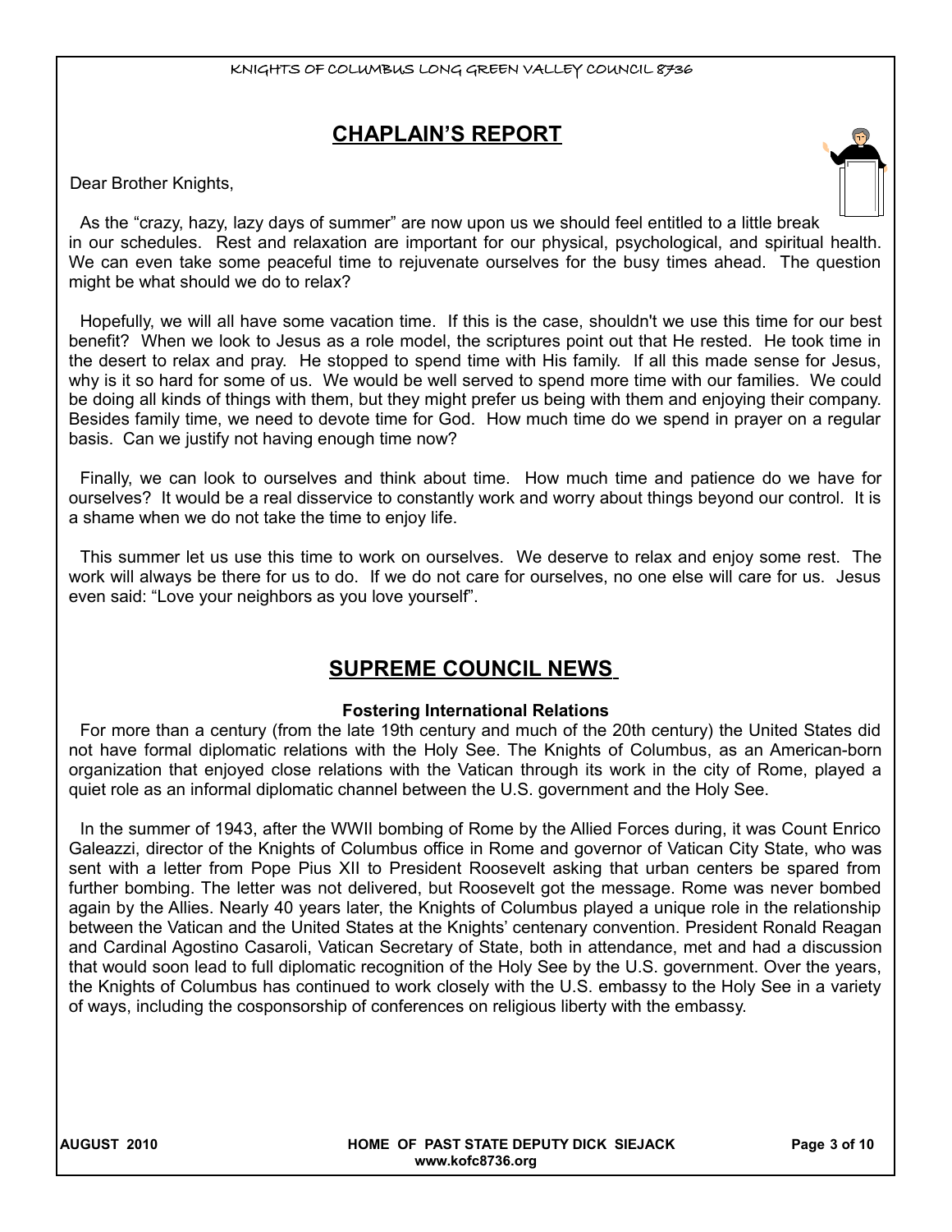## CHAPLAIN'S REPORT

Dear Brother Knights,

As the "crazy, hazy, lazy days of summer" are now upon us we should feel entitled to a little break in our schedules. Rest and relaxation are important for our physical, psychological, and spiritual health. We can even take some peaceful time to rejuvenate ourselves for the busy times ahead. The question might be what should we do to relax?

Hopefully, we will all have some vacation time. If this is the case, shouldn't we use this time for our best benefit? When we look to Jesus as a role model, the scriptures point out that He rested. He took time in the desert to relax and pray. He stopped to spend time with His family. If all this made sense for Jesus, why is it so hard for some of us. We would be well served to spend more time with our families. We could be doing all kinds of things with them, but they might prefer us being with them and enjoying their company. Besides family time, we need to devote time for God. How much time do we spend in prayer on a regular basis. Can we justify not having enough time now?

Finally, we can look to ourselves and think about time. How much time and patience do we have for ourselves? It would be a real disservice to constantly work and worry about things beyond our control. It is a shame when we do not take the time to enjoy life.

This summer let us use this time to work on ourselves. We deserve to relax and enjoy some rest. The work will always be there for us to do. If we do not care for ourselves, no one else will care for us. Jesus even said: "Love your neighbors as you love yourself".

## SUPREME COUNCIL NEWS

**Fostering International Relations**

For more than a century (from the late 19th century and much of the 20th century) the United States did not have formal diplomatic relations with the Holy See. The Knights of Columbus, as an American-born organization that enjoyed close relations with the Vatican through its work in the city of Rome, played a quiet role as an informal diplomatic channel between the U.S. government and the Holy See.

In the summer of 1943, after the WWII bombing of Rome by the Allied Forces during, it was Count Enrico Galeazzi, director of the Knights of Columbus office in Rome and governor of Vatican City State, who was sent with a letter from Pope Pius XII to President Roosevelt asking that urban centers be spared from further bombing. The letter was not delivered, but Roosevelt got the message. Rome was never bombed again by the Allies. Nearly 40 years later, the Knights of Columbus played a unique role in the relationship between the Vatican and the United States at the Knights' centenary convention. President Ronald Reagan and Cardinal Agostino Casaroli, Vatican Secretary of State, both in attendance, met and had a discussion that would soon lead to full diplomatic recognition of the Holy See by the U.S. government. Over the years, the Knights of Columbus has continued to work closely with the U.S. embassy to the Holy See in a variety of ways, including the cosponsorship of conferences on religious liberty with the embassy.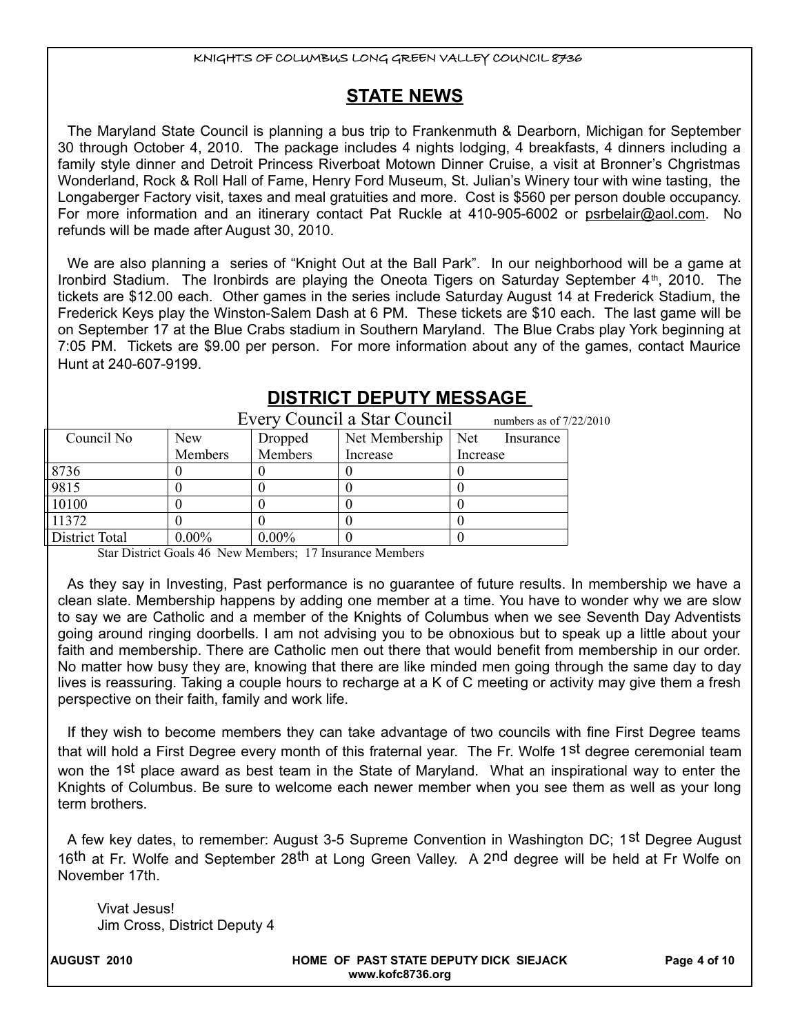## STATE NEWS

The Maryland State Council is planning a bus trip to Frankenmuth & Dearborn, Michigan for September 30 through October 4, 2010. The package includes 4 nights lodging, 4 breakfasts, 4 dinners including a family style dinner and Detroit Princess Riverboat Motown Dinner Cruise, a visit at Bronner's Chgristmas Wonderland, Rock & Roll Hall of Fame, Henry Ford Museum, St. Julian's Winery tour with wine tasting, the Longaberger Factory visit, taxes and meal gratuities and more. Cost is $560 per person double occupancy. For more information and an itinerary contact Pat Ruckle at 410-905-6002 or psrbelair@aol.com. No refunds will be made after August 30, 2010.

We are also planning a series of "Knight Out at the Ball Park". In our neighborhood will be a game at Ironbird Stadium. The Ironbirds are playing the Oneota Tigers on Saturday September 4th, 2010. The tickets are $12.00 each. Other games in the series include Saturday August 14 at Frederick Stadium, the Frederick Keys play the Winston-Salem Dash at 6 PM. These tickets are $10 each. The last game will be on September 17 at the Blue Crabs stadium in Southern Maryland. The Blue Crabs play York beginning at 7:05 PM. Tickets are $9.00 per person. For more information about any of the games, contact Maurice Hunt at 240-607-9199.

## DISTRICT DEPUTY MESSAGE

Every Council a Star Council — numbers as of 7/22/2010

| Council No | New Members | Dropped Members | Net Membership Increase | Net Insurance Increase |
|---|---|---|---|---|
| 8736 | 0 | 0 | 0 | 0 |
| 9815 | 0 | 0 | 0 | 0 |
| 10100 | 0 | 0 | 0 | 0 |
| 11372 | 0 | 0 | 0 | 0 |
| District Total | 0.00% | 0.00% | 0 | 0 |

Star District Goals 46 New Members; 17 Insurance Members

As they say in Investing, Past performance is no guarantee of future results. In membership we have a clean slate. Membership happens by adding one member at a time. You have to wonder why we are slow to say we are Catholic and a member of the Knights of Columbus when we see Seventh Day Adventists going around ringing doorbells. I am not advising you to be obnoxious but to speak up a little about your faith and membership. There are Catholic men out there that would benefit from membership in our order. No matter how busy they are, knowing that there are like minded men going through the same day to day lives is reassuring. Taking a couple hours to recharge at a K of C meeting or activity may give them a fresh perspective on their faith, family and work life.

If they wish to become members they can take advantage of two councils with fine First Degree teams that will hold a First Degree every month of this fraternal year. The Fr. Wolfe 1st degree ceremonial team won the 1st place award as best team in the State of Maryland. What an inspirational way to enter the Knights of Columbus. Be sure to welcome each newer member when you see them as well as your long term brothers.

A few key dates, to remember: August 3-5 Supreme Convention in Washington DC; 1st Degree August 16th at Fr. Wolfe and September 28th at Long Green Valley. A 2nd degree will be held at Fr Wolfe on November 17th.

Vivat Jesus!
Jim Cross, District Deputy 4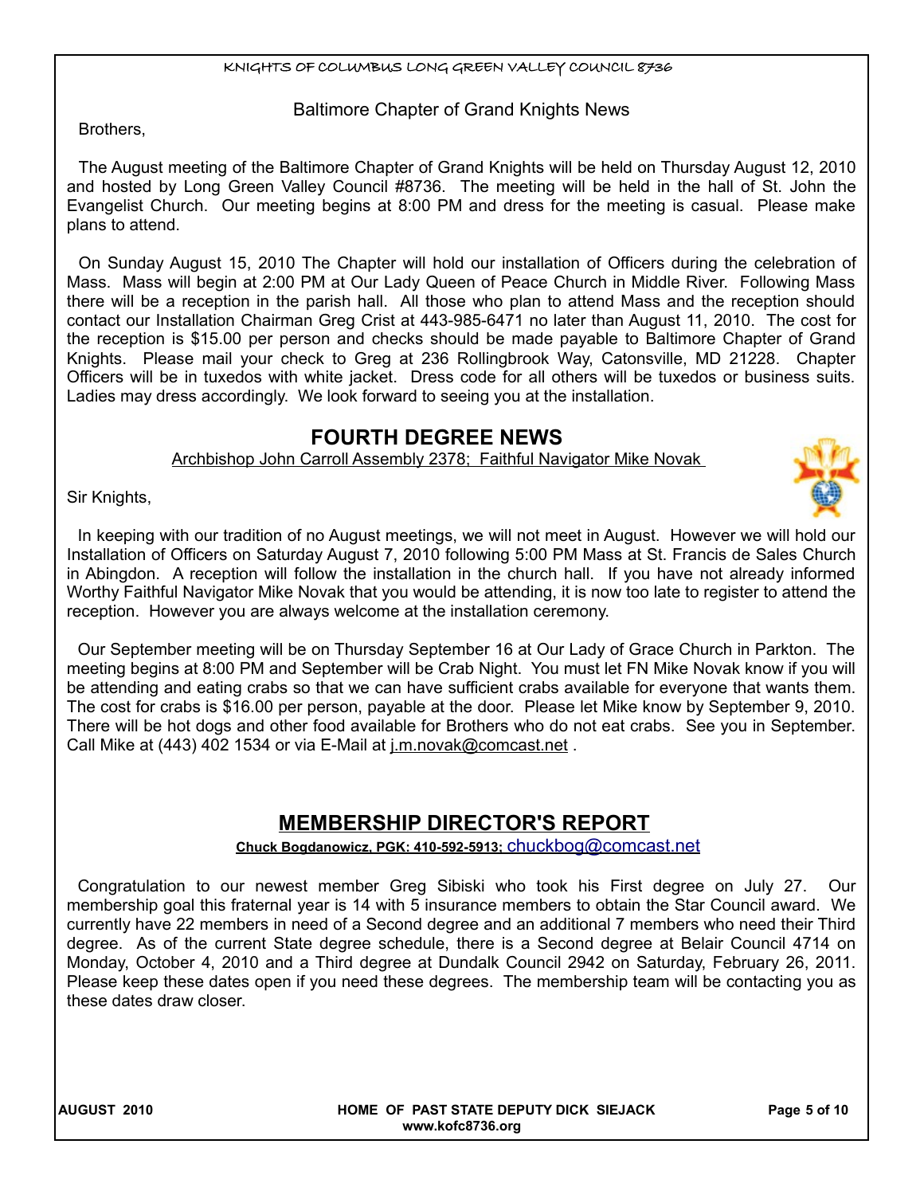## Baltimore Chapter of Grand Knights News

Brothers,

The August meeting of the Baltimore Chapter of Grand Knights will be held on Thursday August 12, 2010 and hosted by Long Green Valley Council #8736. The meeting will be held in the hall of St. John the Evangelist Church. Our meeting begins at 8:00 PM and dress for the meeting is casual. Please make plans to attend.

On Sunday August 15, 2010 The Chapter will hold our installation of Officers during the celebration of Mass. Mass will begin at 2:00 PM at Our Lady Queen of Peace Church in Middle River. Following Mass there will be a reception in the parish hall. All those who plan to attend Mass and the reception should contact our Installation Chairman Greg Crist at 443-985-6471 no later than August 11, 2010. The cost for the reception is $15.00 per person and checks should be made payable to Baltimore Chapter of Grand Knights. Please mail your check to Greg at 236 Rollingbrook Way, Catonsville, MD 21228. Chapter Officers will be in tuxedos with white jacket. Dress code for all others will be tuxedos or business suits. Ladies may dress accordingly. We look forward to seeing you at the installation.

## FOURTH DEGREE NEWS

Archbishop John Carroll Assembly 2378; Faithful Navigator Mike Novak

Sir Knights,

In keeping with our tradition of no August meetings, we will not meet in August. However we will hold our Installation of Officers on Saturday August 7, 2010 following 5:00 PM Mass at St. Francis de Sales Church in Abingdon. A reception will follow the installation in the church hall. If you have not already informed Worthy Faithful Navigator Mike Novak that you would be attending, it is now too late to register to attend the reception. However you are always welcome at the installation ceremony.

Our September meeting will be on Thursday September 16 at Our Lady of Grace Church in Parkton. The meeting begins at 8:00 PM and September will be Crab Night. You must let FN Mike Novak know if you will be attending and eating crabs so that we can have sufficient crabs available for everyone that wants them. The cost for crabs is $16.00 per person, payable at the door. Please let Mike know by September 9, 2010. There will be hot dogs and other food available for Brothers who do not eat crabs. See you in September. Call Mike at (443) 402 1534 or via E-Mail at j.m.novak@comcast.net .

## MEMBERSHIP DIRECTOR'S REPORT

**Chuck Bogdanowicz, PGK: 410-592-5913;** chuckbog@comcast.net

Congratulation to our newest member Greg Sibiski who took his First degree on July 27. Our membership goal this fraternal year is 14 with 5 insurance members to obtain the Star Council award. We currently have 22 members in need of a Second degree and an additional 7 members who need their Third degree. As of the current State degree schedule, there is a Second degree at Belair Council 4714 on Monday, October 4, 2010 and a Third degree at Dundalk Council 2942 on Saturday, February 26, 2011. Please keep these dates open if you need these degrees. The membership team will be contacting you as these dates draw closer.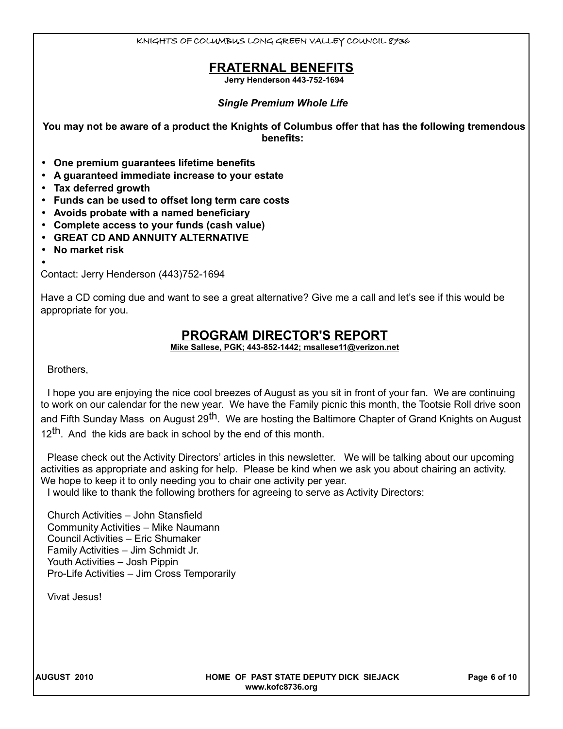## FRATERNAL BENEFITS

**Jerry Henderson 443-752-1694**

***Single Premium Whole Life***

**You may not be aware of a product the Knights of Columbus offer that has the following tremendous benefits:**

- **One premium guarantees lifetime benefits**
- **A guaranteed immediate increase to your estate**
- **Tax deferred growth**
- **Funds can be used to offset long term care costs**
- **Avoids probate with a named beneficiary**
- **Complete access to your funds (cash value)**
- **GREAT CD AND ANNUITY ALTERNATIVE**
- **No market risk**

Contact: Jerry Henderson (443)752-1694

Have a CD coming due and want to see a great alternative? Give me a call and let's see if this would be appropriate for you.

## PROGRAM DIRECTOR'S REPORT

**Mike Sallese, PGK; 443-852-1442; msallese11@verizon.net**

Brothers,

I hope you are enjoying the nice cool breezes of August as you sit in front of your fan. We are continuing to work on our calendar for the new year. We have the Family picnic this month, the Tootsie Roll drive soon and Fifth Sunday Mass on August 29th. We are hosting the Baltimore Chapter of Grand Knights on August 12th. And the kids are back in school by the end of this month.

Please check out the Activity Directors' articles in this newsletter. We will be talking about our upcoming activities as appropriate and asking for help. Please be kind when we ask you about chairing an activity. We hope to keep it to only needing you to chair one activity per year.

I would like to thank the following brothers for agreeing to serve as Activity Directors:

Church Activities – John Stansfield
Community Activities – Mike Naumann
Council Activities – Eric Shumaker
Family Activities – Jim Schmidt Jr.
Youth Activities – Josh Pippin
Pro-Life Activities – Jim Cross Temporarily

Vivat Jesus!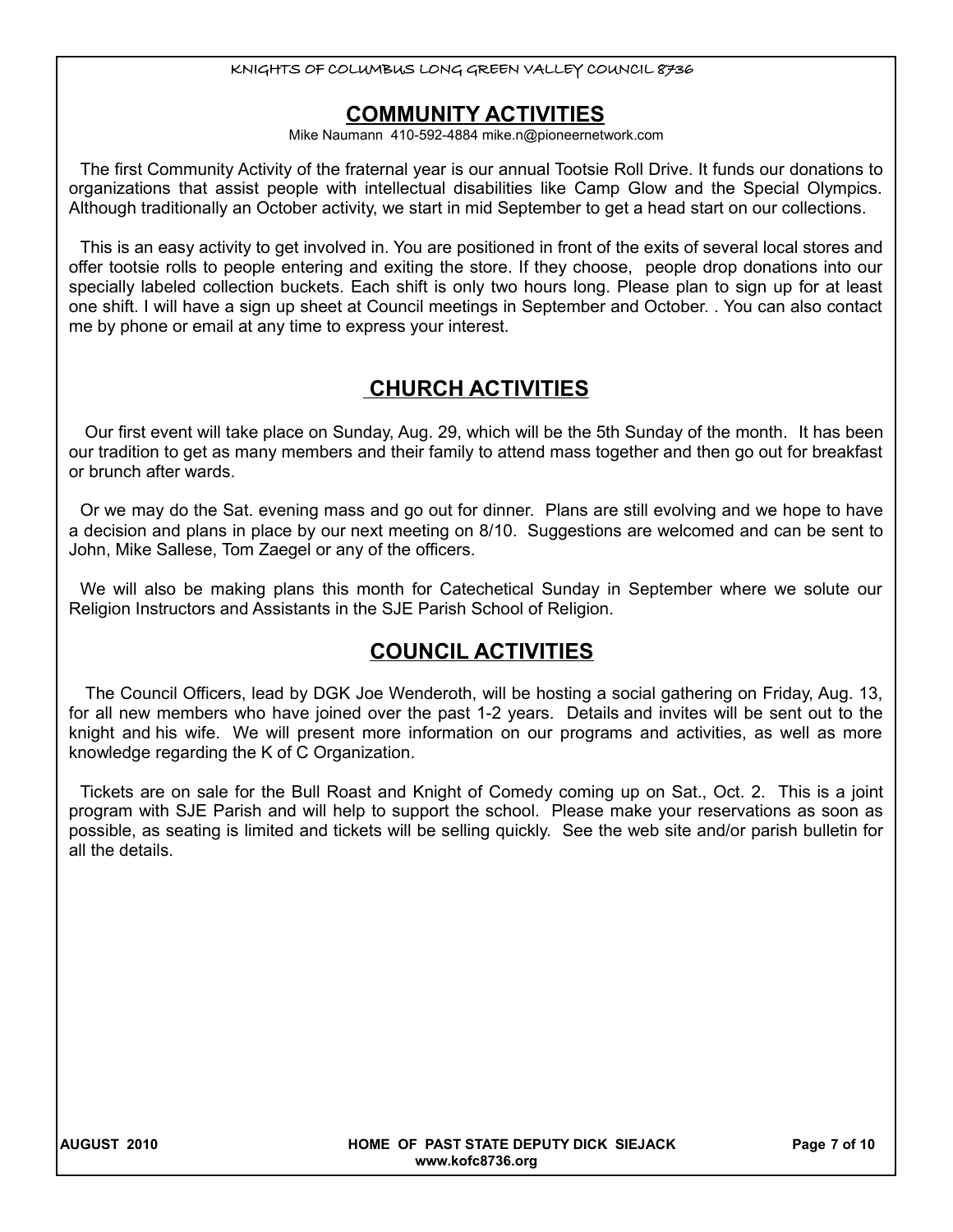## COMMUNITY ACTIVITIES

Mike Naumann 410-592-4884 mike.n@pioneernetwork.com

The first Community Activity of the fraternal year is our annual Tootsie Roll Drive. It funds our donations to organizations that assist people with intellectual disabilities like Camp Glow and the Special Olympics. Although traditionally an October activity, we start in mid September to get a head start on our collections.

This is an easy activity to get involved in. You are positioned in front of the exits of several local stores and offer tootsie rolls to people entering and exiting the store. If they choose, people drop donations into our specially labeled collection buckets. Each shift is only two hours long. Please plan to sign up for at least one shift. I will have a sign up sheet at Council meetings in September and October. . You can also contact me by phone or email at any time to express your interest.

## CHURCH ACTIVITIES

Our first event will take place on Sunday, Aug. 29, which will be the 5th Sunday of the month. It has been our tradition to get as many members and their family to attend mass together and then go out for breakfast or brunch after wards.

Or we may do the Sat. evening mass and go out for dinner. Plans are still evolving and we hope to have a decision and plans in place by our next meeting on 8/10. Suggestions are welcomed and can be sent to John, Mike Sallese, Tom Zaegel or any of the officers.

We will also be making plans this month for Catechetical Sunday in September where we solute our Religion Instructors and Assistants in the SJE Parish School of Religion.

## COUNCIL ACTIVITIES

The Council Officers, lead by DGK Joe Wenderoth, will be hosting a social gathering on Friday, Aug. 13, for all new members who have joined over the past 1-2 years. Details and invites will be sent out to the knight and his wife. We will present more information on our programs and activities, as well as more knowledge regarding the K of C Organization.

Tickets are on sale for the Bull Roast and Knight of Comedy coming up on Sat., Oct. 2. This is a joint program with SJE Parish and will help to support the school. Please make your reservations as soon as possible, as seating is limited and tickets will be selling quickly. See the web site and/or parish bulletin for all the details.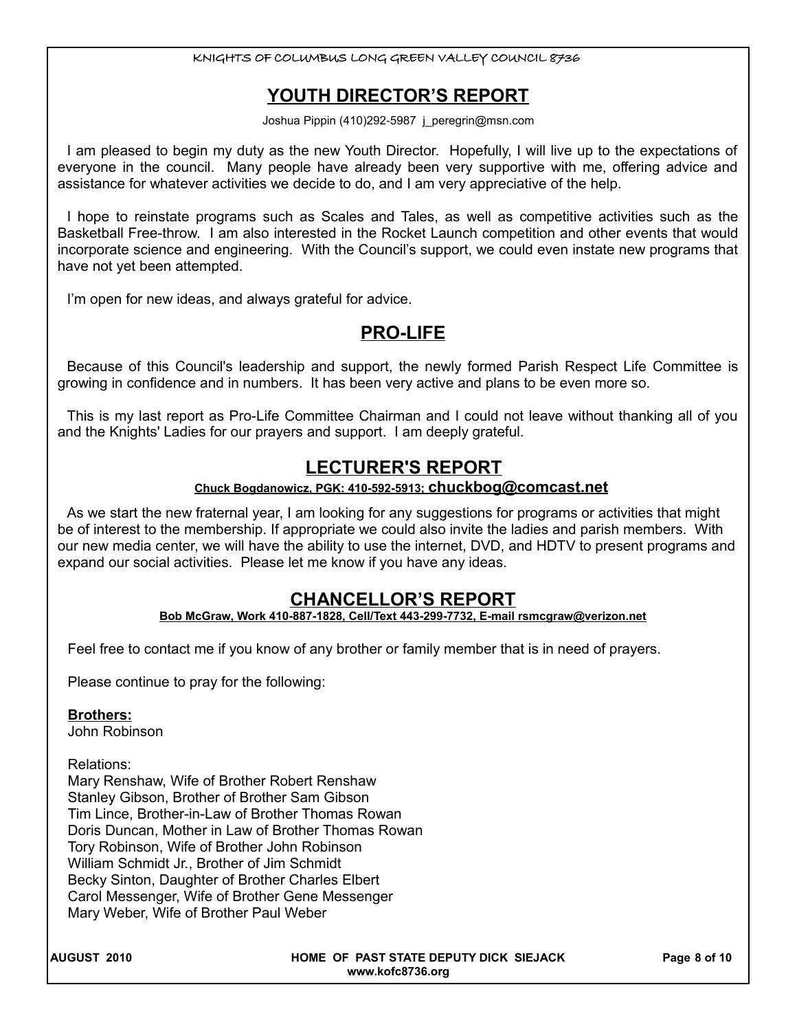## YOUTH DIRECTOR'S REPORT

Joshua Pippin (410)292-5987 j_peregrin@msn.com

I am pleased to begin my duty as the new Youth Director. Hopefully, I will live up to the expectations of everyone in the council. Many people have already been very supportive with me, offering advice and assistance for whatever activities we decide to do, and I am very appreciative of the help.

I hope to reinstate programs such as Scales and Tales, as well as competitive activities such as the Basketball Free-throw. I am also interested in the Rocket Launch competition and other events that would incorporate science and engineering. With the Council's support, we could even instate new programs that have not yet been attempted.

I'm open for new ideas, and always grateful for advice.

## PRO-LIFE

Because of this Council's leadership and support, the newly formed Parish Respect Life Committee is growing in confidence and in numbers. It has been very active and plans to be even more so.

This is my last report as Pro-Life Committee Chairman and I could not leave without thanking all of you and the Knights' Ladies for our prayers and support. I am deeply grateful.

## LECTURER'S REPORT

**Chuck Bogdanowicz, PGK: 410-592-5913; chuckbog@comcast.net**

As we start the new fraternal year, I am looking for any suggestions for programs or activities that might be of interest to the membership. If appropriate we could also invite the ladies and parish members. With our new media center, we will have the ability to use the internet, DVD, and HDTV to present programs and expand our social activities. Please let me know if you have any ideas.

## CHANCELLOR'S REPORT

**Bob McGraw, Work 410-887-1828, Cell/Text 443-299-7732, E-mail rsmcgraw@verizon.net**

Feel free to contact me if you know of any brother or family member that is in need of prayers.

Please continue to pray for the following:

**Brothers:**
John Robinson

Relations:
Mary Renshaw, Wife of Brother Robert Renshaw
Stanley Gibson, Brother of Brother Sam Gibson
Tim Lince, Brother-in-Law of Brother Thomas Rowan
Doris Duncan, Mother in Law of Brother Thomas Rowan
Tory Robinson, Wife of Brother John Robinson
William Schmidt Jr., Brother of Jim Schmidt
Becky Sinton, Daughter of Brother Charles Elbert
Carol Messenger, Wife of Brother Gene Messenger
Mary Weber, Wife of Brother Paul Weber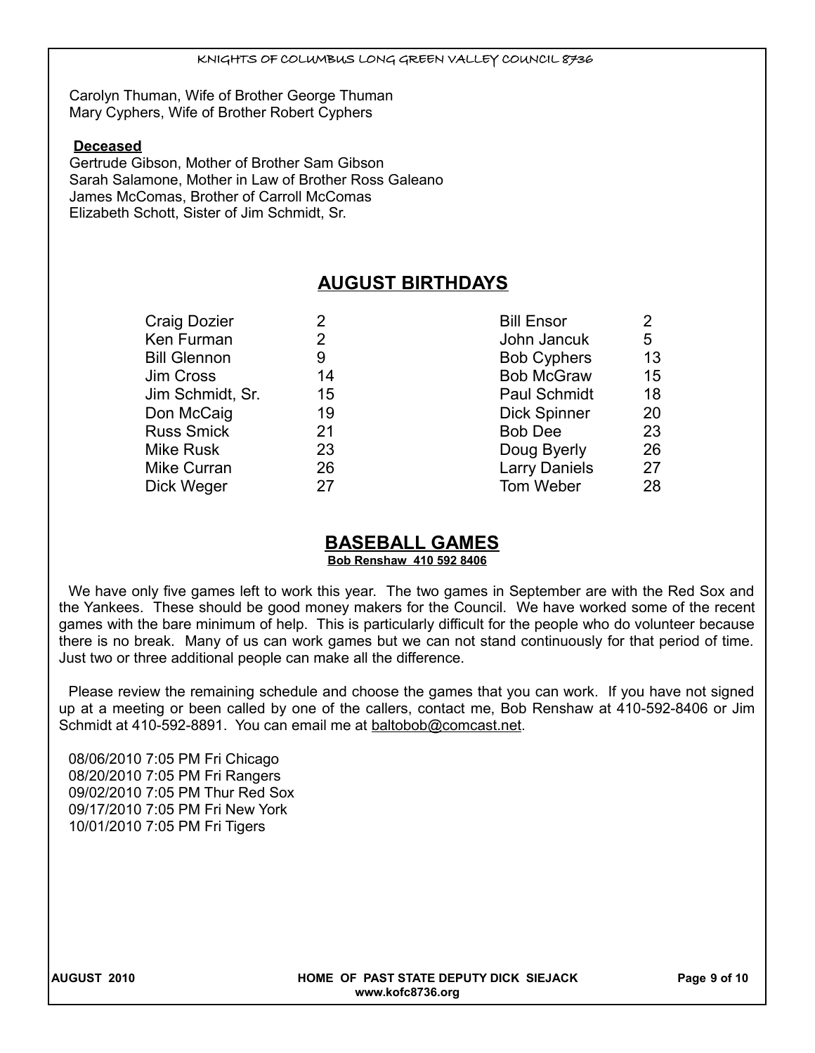Carolyn Thuman, Wife of Brother George Thuman
Mary Cyphers, Wife of Brother Robert Cyphers

**Deceased**

Gertrude Gibson, Mother of Brother Sam Gibson
Sarah Salamone, Mother in Law of Brother Ross Galeano
James McComas, Brother of Carroll McComas
Elizabeth Schott, Sister of Jim Schmidt, Sr.

## AUGUST BIRTHDAYS

| Name | Day | Name | Day |
|---|---|---|---|
| Craig Dozier | 2 | Bill Ensor | 2 |
| Ken Furman | 2 | John Jancuk | 5 |
| Bill Glennon | 9 | Bob Cyphers | 13 |
| Jim Cross | 14 | Bob McGraw | 15 |
| Jim Schmidt, Sr. | 15 | Paul Schmidt | 18 |
| Don McCaig | 19 | Dick Spinner | 20 |
| Russ Smick | 21 | Bob Dee | 23 |
| Mike Rusk | 23 | Doug Byerly | 26 |
| Mike Curran | 26 | Larry Daniels | 27 |
| Dick Weger | 27 | Tom Weber | 28 |

## BASEBALL GAMES

**Bob Renshaw 410 592 8406**

We have only five games left to work this year. The two games in September are with the Red Sox and the Yankees. These should be good money makers for the Council. We have worked some of the recent games with the bare minimum of help. This is particularly difficult for the people who do volunteer because there is no break. Many of us can work games but we can not stand continuously for that period of time. Just two or three additional people can make all the difference.

Please review the remaining schedule and choose the games that you can work. If you have not signed up at a meeting or been called by one of the callers, contact me, Bob Renshaw at 410-592-8406 or Jim Schmidt at 410-592-8891. You can email me at baltobob@comcast.net.

08/06/2010 7:05 PM Fri Chicago
08/20/2010 7:05 PM Fri Rangers
09/02/2010 7:05 PM Thur Red Sox
09/17/2010 7:05 PM Fri New York
10/01/2010 7:05 PM Fri Tigers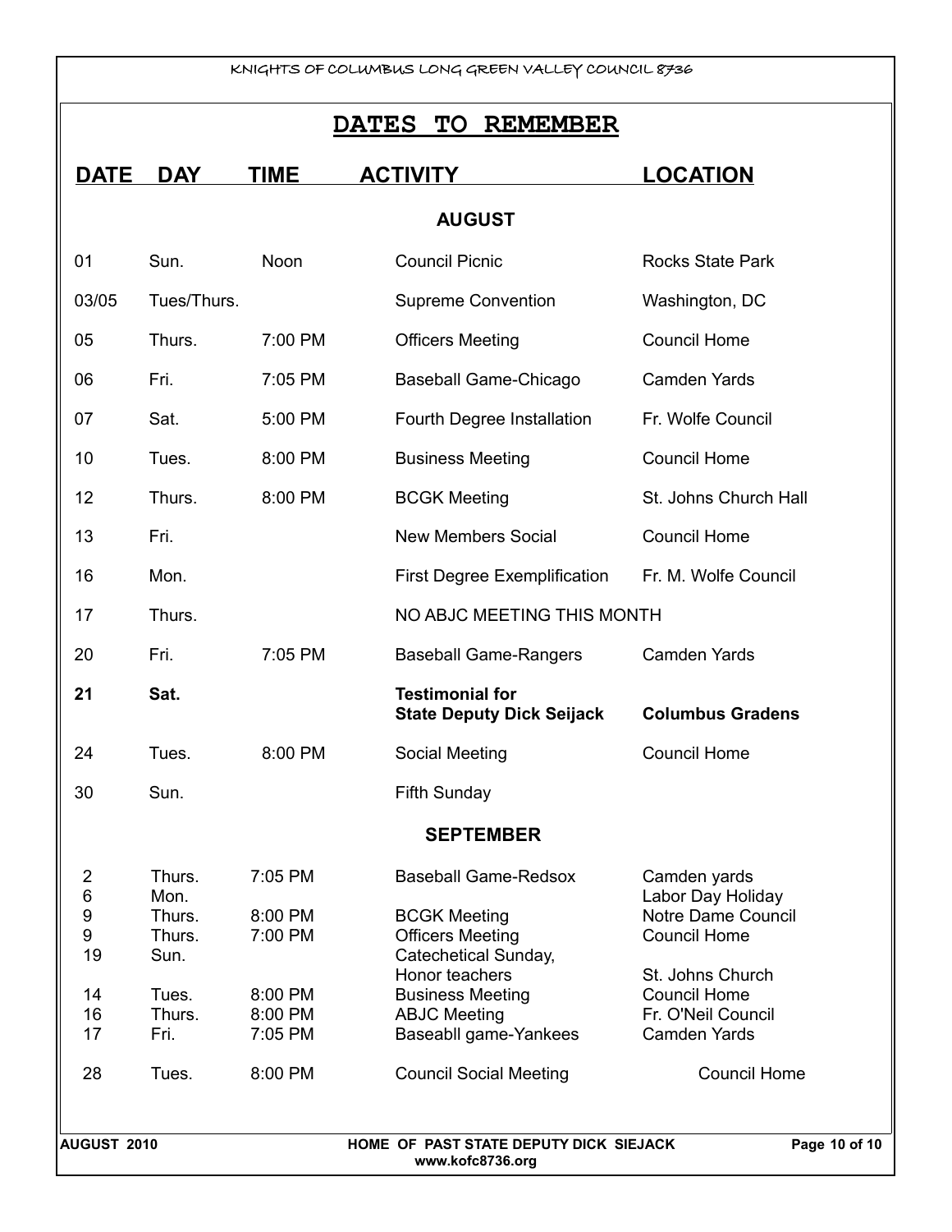## DATES TO REMEMBER

| DATE | DAY | TIME | ACTIVITY | LOCATION |
|---|---|---|---|---|
| **AUGUST** | | | | |
| 01 | Sun. | Noon | Council Picnic | Rocks State Park |
| 03/05 | Tues/Thurs. | | Supreme Convention | Washington, DC |
| 05 | Thurs. | 7:00 PM | Officers Meeting | Council Home |
| 06 | Fri. | 7:05 PM | Baseball Game-Chicago | Camden Yards |
| 07 | Sat. | 5:00 PM | Fourth Degree Installation | Fr. Wolfe Council |
| 10 | Tues. | 8:00 PM | Business Meeting | Council Home |
| 12 | Thurs. | 8:00 PM | BCGK Meeting | St. Johns Church Hall |
| 13 | Fri. | | New Members Social | Council Home |
| 16 | Mon. | | First Degree Exemplification | Fr. M. Wolfe Council |
| 17 | Thurs. | | NO ABJC MEETING THIS MONTH | |
| 20 | Fri. | 7:05 PM | Baseball Game-Rangers | Camden Yards |
| **21** | **Sat.** | | **Testimonial for State Deputy Dick Seijack** | **Columbus Gradens** |
| 24 | Tues. | 8:00 PM | Social Meeting | Council Home |
| 30 | Sun. | | Fifth Sunday | |
| **SEPTEMBER** | | | | |
| 2 | Thurs. | 7:05 PM | Baseball Game-Redsox | Camden yards |
| 6 | Mon. | | | Labor Day Holiday |
| 9 | Thurs. | 8:00 PM | BCGK Meeting | Notre Dame Council |
| 9 | Thurs. | 7:00 PM | Officers Meeting | Council Home |
| 19 | Sun. | | Catechetical Sunday, Honor teachers | St. Johns Church |
| 14 | Tues. | 8:00 PM | Business Meeting | Council Home |
| 16 | Thurs. | 8:00 PM | ABJC Meeting | Fr. O'Neil Council |
| 17 | Fri. | 7:05 PM | Baseabll game-Yankees | Camden Yards |
| 28 | Tues. | 8:00 PM | Council Social Meeting | Council Home |

AUGUST 2010 — HOME OF PAST STATE DEPUTY DICK SIEJACK
www.kofc8736.org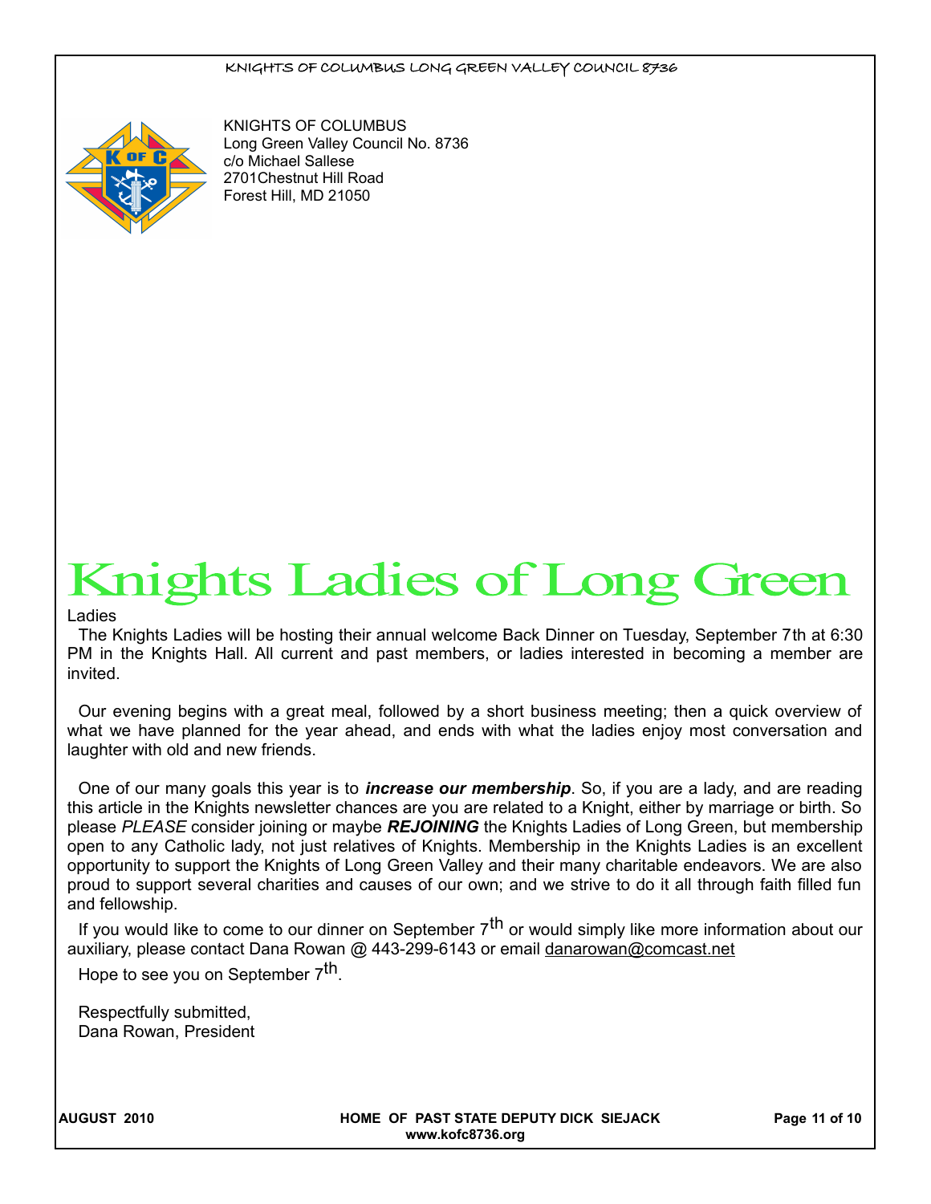KNIGHTS OF COLUMBUS
Long Green Valley Council No. 8736
c/o Michael Sallese
2701Chestnut Hill Road
Forest Hill, MD 21050

# Knights Ladies of Long Green

Ladies

The Knights Ladies will be hosting their annual welcome Back Dinner on Tuesday, September 7th at 6:30 PM in the Knights Hall. All current and past members, or ladies interested in becoming a member are invited.

Our evening begins with a great meal, followed by a short business meeting; then a quick overview of what we have planned for the year ahead, and ends with what the ladies enjoy most conversation and laughter with old and new friends.

One of our many goals this year is to ***increase our membership***. So, if you are a lady, and are reading this article in the Knights newsletter chances are you are related to a Knight, either by marriage or birth. So please *PLEASE* consider joining or maybe ***REJOINING*** the Knights Ladies of Long Green, but membership open to any Catholic lady, not just relatives of Knights. Membership in the Knights Ladies is an excellent opportunity to support the Knights of Long Green Valley and their many charitable endeavors. We are also proud to support several charities and causes of our own; and we strive to do it all through faith filled fun and fellowship.

If you would like to come to our dinner on September 7th or would simply like more information about our auxiliary, please contact Dana Rowan @ 443-299-6143 or email danarowan@comcast.net

Hope to see you on September 7th.

Respectfully submitted,
Dana Rowan, President